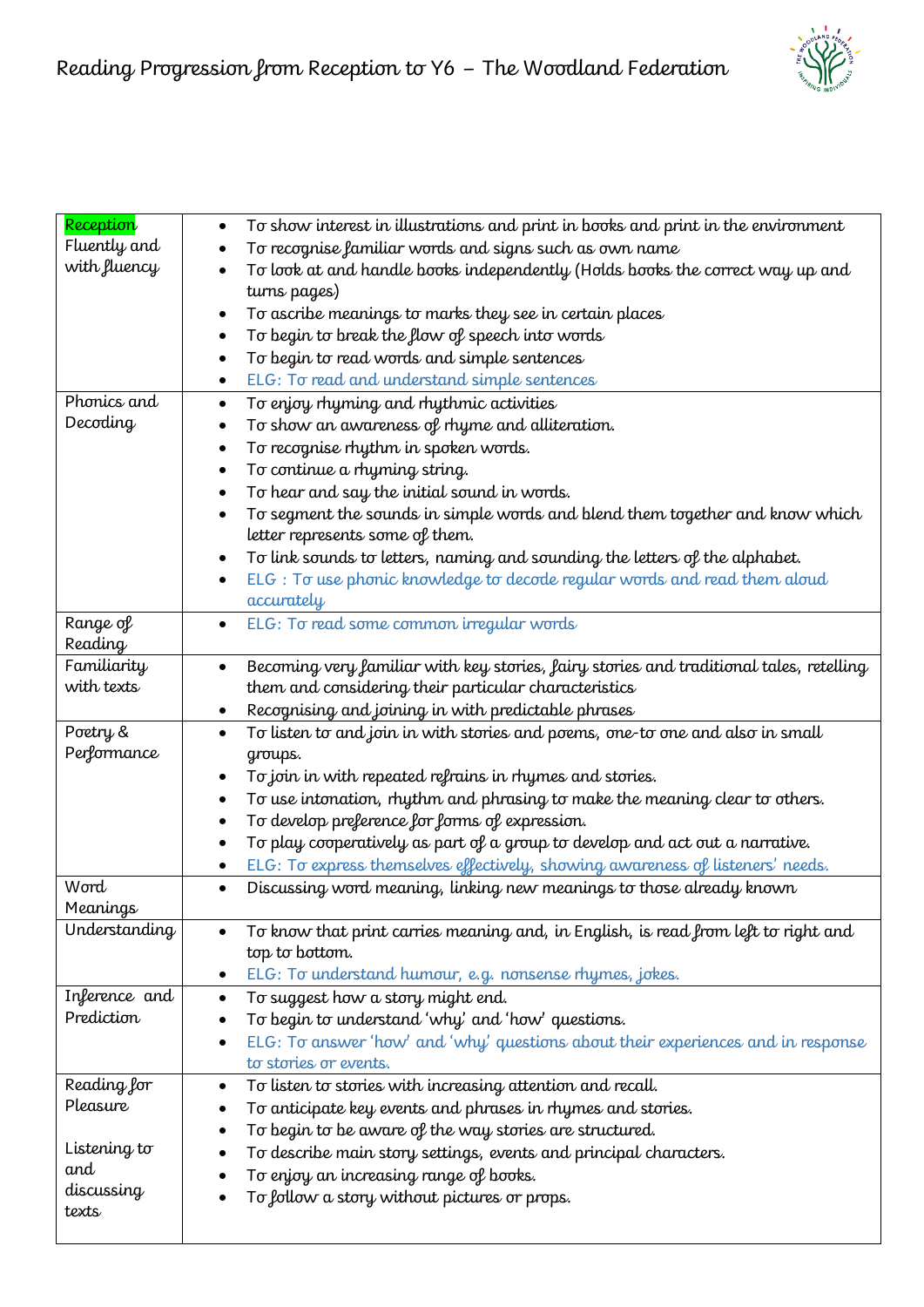# Reading Progression from Reception to Y6 – The Woodland Federation

| Reception<br>Fluently and with fluency | • To show interest in illustrations and print in books and print in the environment<br>• To recognise familiar words and signs such as own name<br>• To look at and handle books independently (Holds books the correct way up and turns pages)<br>• To ascribe meanings to marks they see in certain places<br>• To begin to break the flow of speech into words<br>• To begin to read words and simple sentences<br>• ELG: To read and understand simple sentences |
|---|---|
| Phonics and Decoding | • To enjoy rhyming and rhythmic activities<br>• To show an awareness of rhyme and alliteration.<br>• To recognise rhythm in spoken words.<br>• To continue a rhyming string.<br>• To hear and say the initial sound in words.<br>• To segment the sounds in simple words and blend them together and know which letter represents some of them.<br>• To link sounds to letters, naming and sounding the letters of the alphabet.<br>• ELG : To use phonic knowledge to decode regular words and read them aloud accurately |
| Range of Reading | • ELG: To read some common irregular words |
| Familiarity with texts | • Becoming very familiar with key stories, fairy stories and traditional tales, retelling them and considering their particular characteristics<br>• Recognising and joining in with predictable phrases |
| Poetry & Performance | • To listen to and join in with stories and poems, one-to one and also in small groups.<br>• To join in with repeated refrains in rhymes and stories.<br>• To use intonation, rhythm and phrasing to make the meaning clear to others.<br>• To develop preference for forms of expression.<br>• To play cooperatively as part of a group to develop and act out a narrative.<br>• ELG: To express themselves effectively, showing awareness of listeners' needs. |
| Word Meanings | • Discussing word meaning, linking new meanings to those already known |
| Understanding | • To know that print carries meaning and, in English, is read from left to right and top to bottom.<br>• ELG: To understand humour, e.g. nonsense rhymes, jokes. |
| Inference and Prediction | • To suggest how a story might end.<br>• To begin to understand 'why' and 'how' questions.<br>• ELG: To answer 'how' and 'why' questions about their experiences and in response to stories or events. |
| Reading for Pleasure<br><br>Listening to and discussing texts | • To listen to stories with increasing attention and recall.<br>• To anticipate key events and phrases in rhymes and stories.<br>• To begin to be aware of the way stories are structured.<br>• To describe main story settings, events and principal characters.<br>• To enjoy an increasing range of books.<br>• To follow a story without pictures or props. |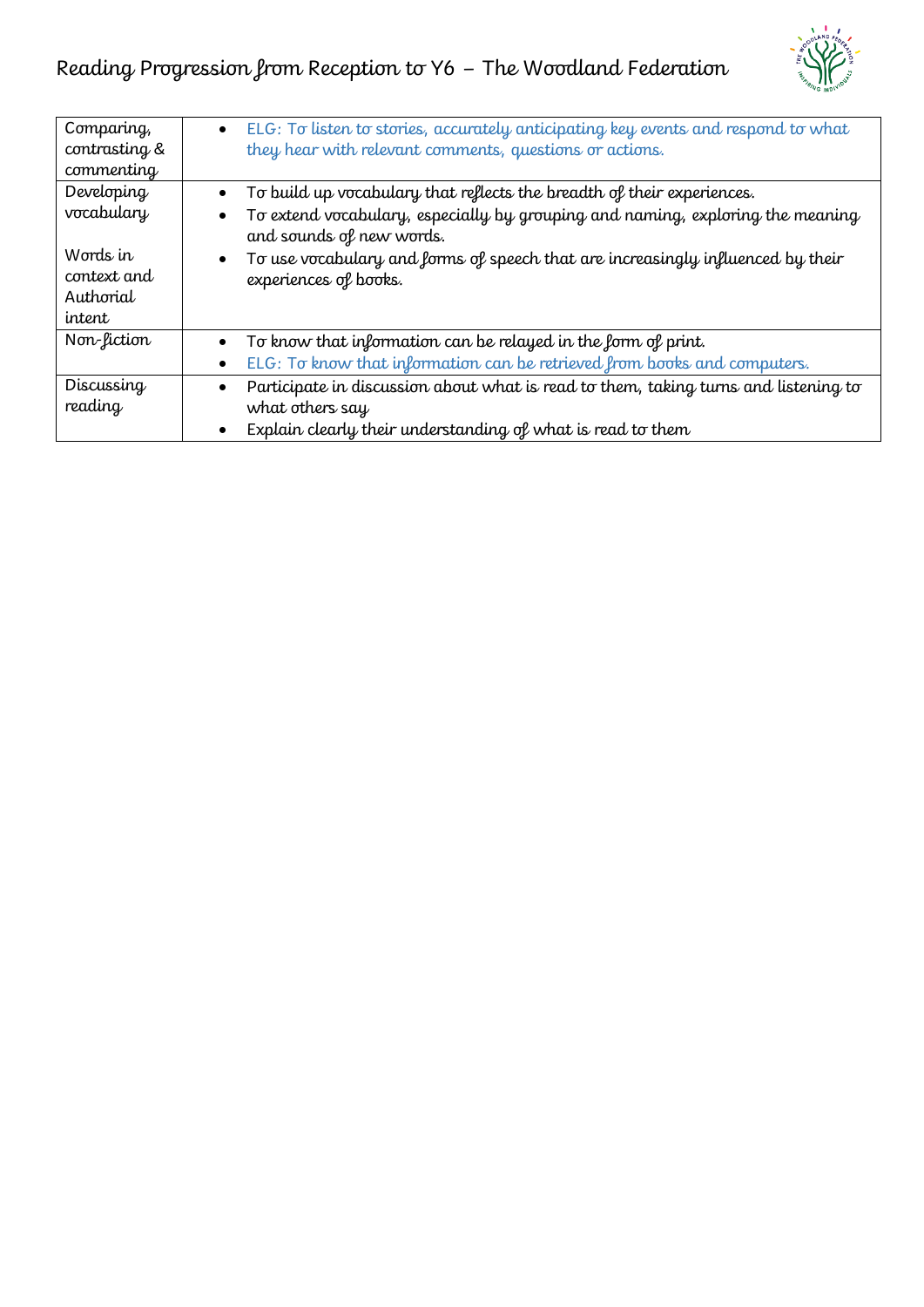| | |
|---|---|
| Comparing, contrasting & commenting | • ELG: To listen to stories, accurately anticipating key events and respond to what they hear with relevant comments, questions or actions. |
| Developing vocabulary<br><br>Words in context and Authorial intent | • To build up vocabulary that reflects the breadth of their experiences.<br>• To extend vocabulary, especially by grouping and naming, exploring the meaning and sounds of new words.<br>• To use vocabulary and forms of speech that are increasingly influenced by their experiences of books. |
| Non-fiction | • To know that information can be relayed in the form of print.<br>• ELG: To know that information can be retrieved from books and computers. |
| Discussing reading | • Participate in discussion about what is read to them, taking turns and listening to what others say<br>• Explain clearly their understanding of what is read to them |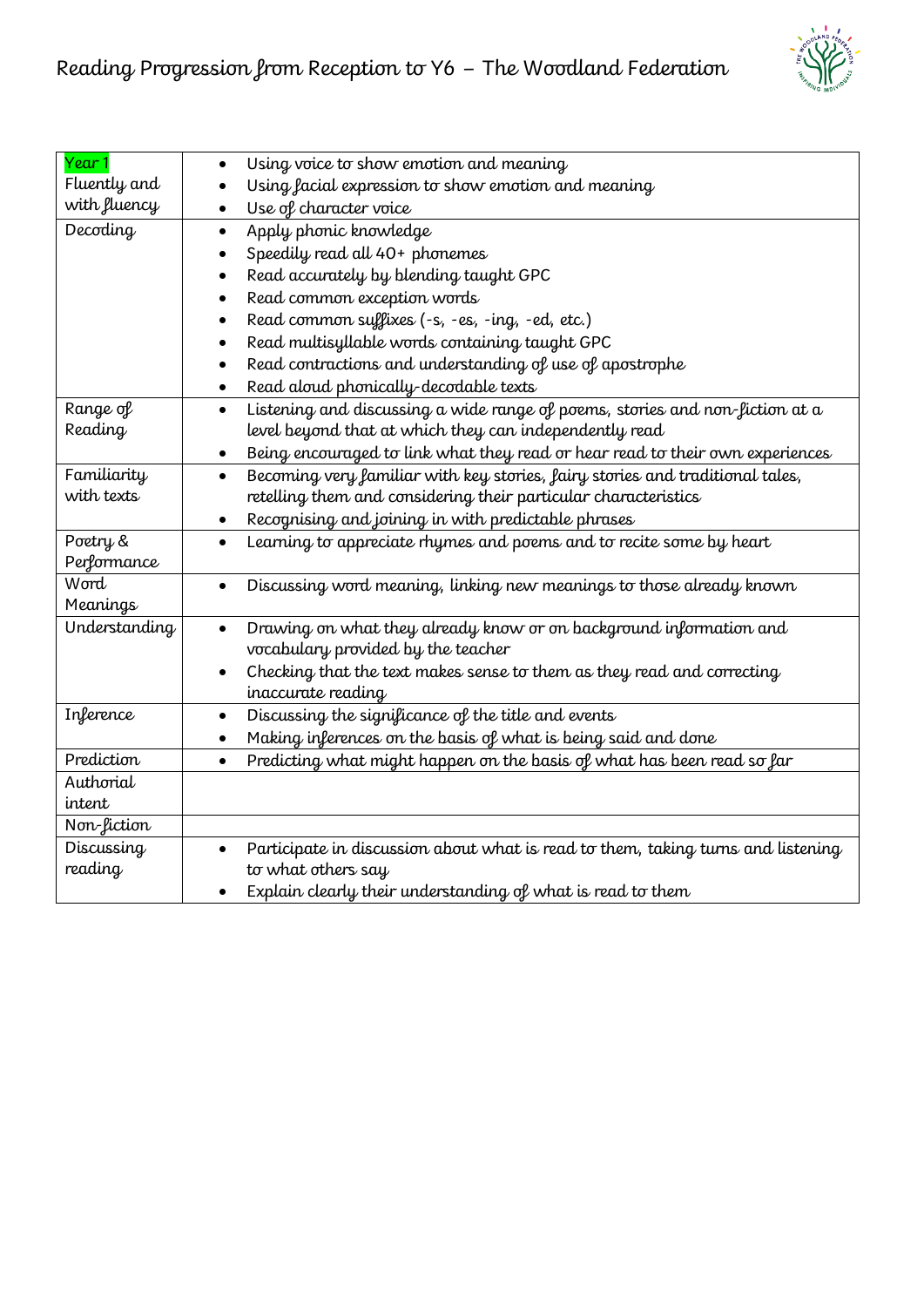# Reading Progression from Reception to Y6 – The Woodland Federation

| Year 1 | |
|---|---|
| Fluently and with fluency | • Using voice to show emotion and meaning<br>• Using facial expression to show emotion and meaning<br>• Use of character voice |
| Decoding | • Apply phonic knowledge<br>• Speedily read all 40+ phonemes<br>• Read accurately by blending taught GPC<br>• Read common exception words<br>• Read common suffixes (-s, -es, -ing, -ed, etc.)<br>• Read multisyllable words containing taught GPC<br>• Read contractions and understanding of use of apostrophe<br>• Read aloud phonically-decodable texts |
| Range of Reading | • Listening and discussing a wide range of poems, stories and non-fiction at a level beyond that at which they can independently read<br>• Being encouraged to link what they read or hear read to their own experiences |
| Familiarity with texts | • Becoming very familiar with key stories, fairy stories and traditional tales, retelling them and considering their particular characteristics<br>• Recognising and joining in with predictable phrases |
| Poetry & Performance | • Learning to appreciate rhymes and poems and to recite some by heart |
| Word Meanings | • Discussing word meaning, linking new meanings to those already known |
| Understanding | • Drawing on what they already know or on background information and vocabulary provided by the teacher<br>• Checking that the text makes sense to them as they read and correcting inaccurate reading |
| Inference | • Discussing the significance of the title and events<br>• Making inferences on the basis of what is being said and done |
| Prediction | • Predicting what might happen on the basis of what has been read so far |
| Authorial intent | |
| Non-fiction | |
| Discussing reading | • Participate in discussion about what is read to them, taking turns and listening to what others say<br>• Explain clearly their understanding of what is read to them |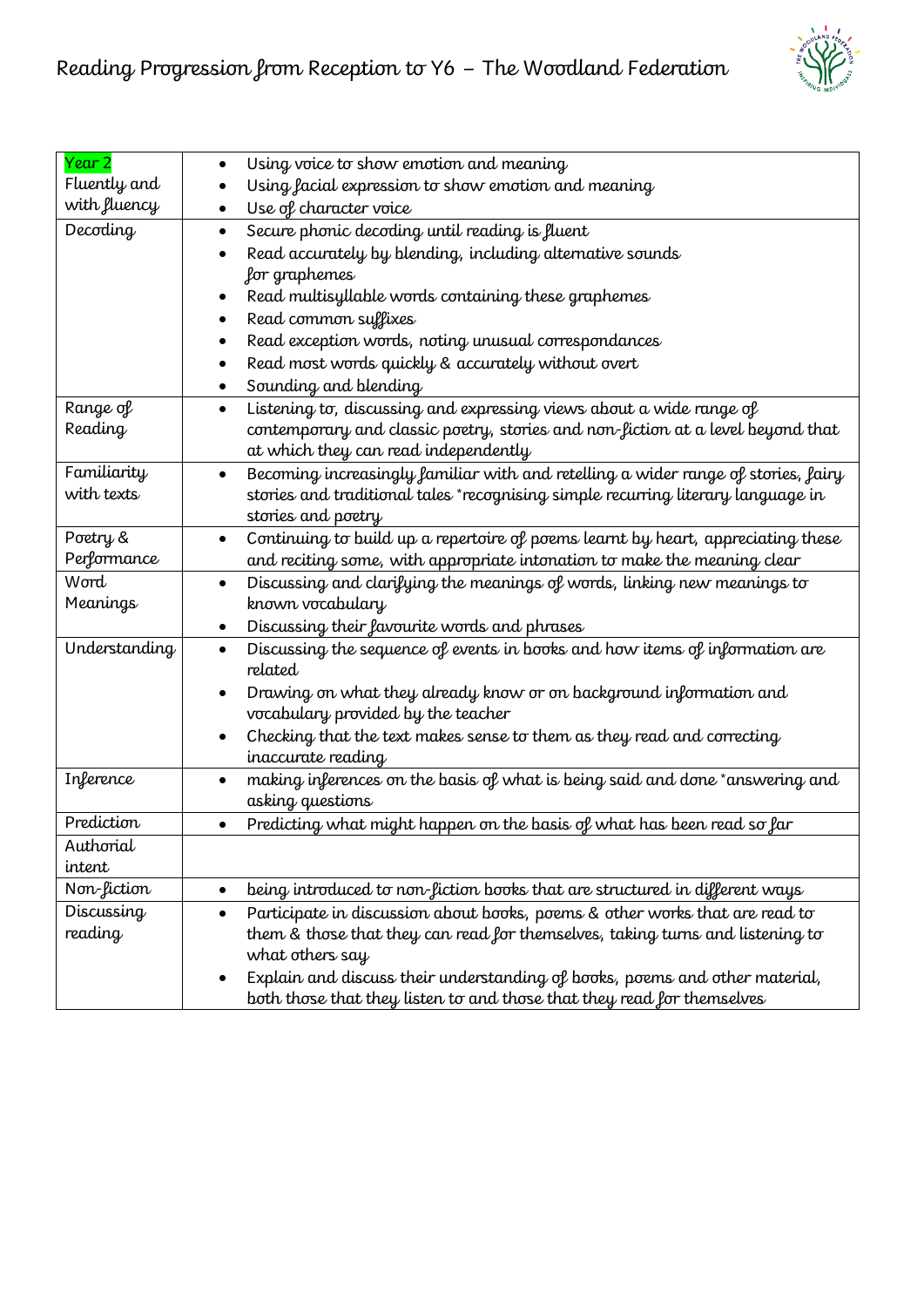# Reading Progression from Reception to Y6 – The Woodland Federation

| Year 2 | |
|---|---|
| Fluently and with fluency | • Using voice to show emotion and meaning<br>• Using facial expression to show emotion and meaning<br>• Use of character voice |
| Decoding | • Secure phonic decoding until reading is fluent<br>• Read accurately by blending, including alternative sounds for graphemes<br>• Read multisyllable words containing these graphemes<br>• Read common suffixes<br>• Read exception words, noting unusual correspondances<br>• Read most words quickly & accurately without overt<br>• Sounding and blending |
| Range of Reading | • Listening to, discussing and expressing views about a wide range of contemporary and classic poetry, stories and non-fiction at a level beyond that at which they can read independently |
| Familiarity with texts | • Becoming increasingly familiar with and retelling a wider range of stories, fairy stories and traditional tales *recognising simple recurring literary language in stories and poetry |
| Poetry & Performance | • Continuing to build up a repertoire of poems learnt by heart, appreciating these and reciting some, with appropriate intonation to make the meaning clear |
| Word Meanings | • Discussing and clarifying the meanings of words, linking new meanings to known vocabulary<br>• Discussing their favourite words and phrases |
| Understanding | • Discussing the sequence of events in books and how items of information are related<br>• Drawing on what they already know or on background information and vocabulary provided by the teacher<br>• Checking that the text makes sense to them as they read and correcting inaccurate reading |
| Inference | • making inferences on the basis of what is being said and done *answering and asking questions |
| Prediction | • Predicting what might happen on the basis of what has been read so far |
| Authorial intent | |
| Non-fiction | • being introduced to non-fiction books that are structured in different ways |
| Discussing reading | • Participate in discussion about books, poems & other works that are read to them & those that they can read for themselves, taking turns and listening to what others say<br>• Explain and discuss their understanding of books, poems and other material, both those that they listen to and those that they read for themselves |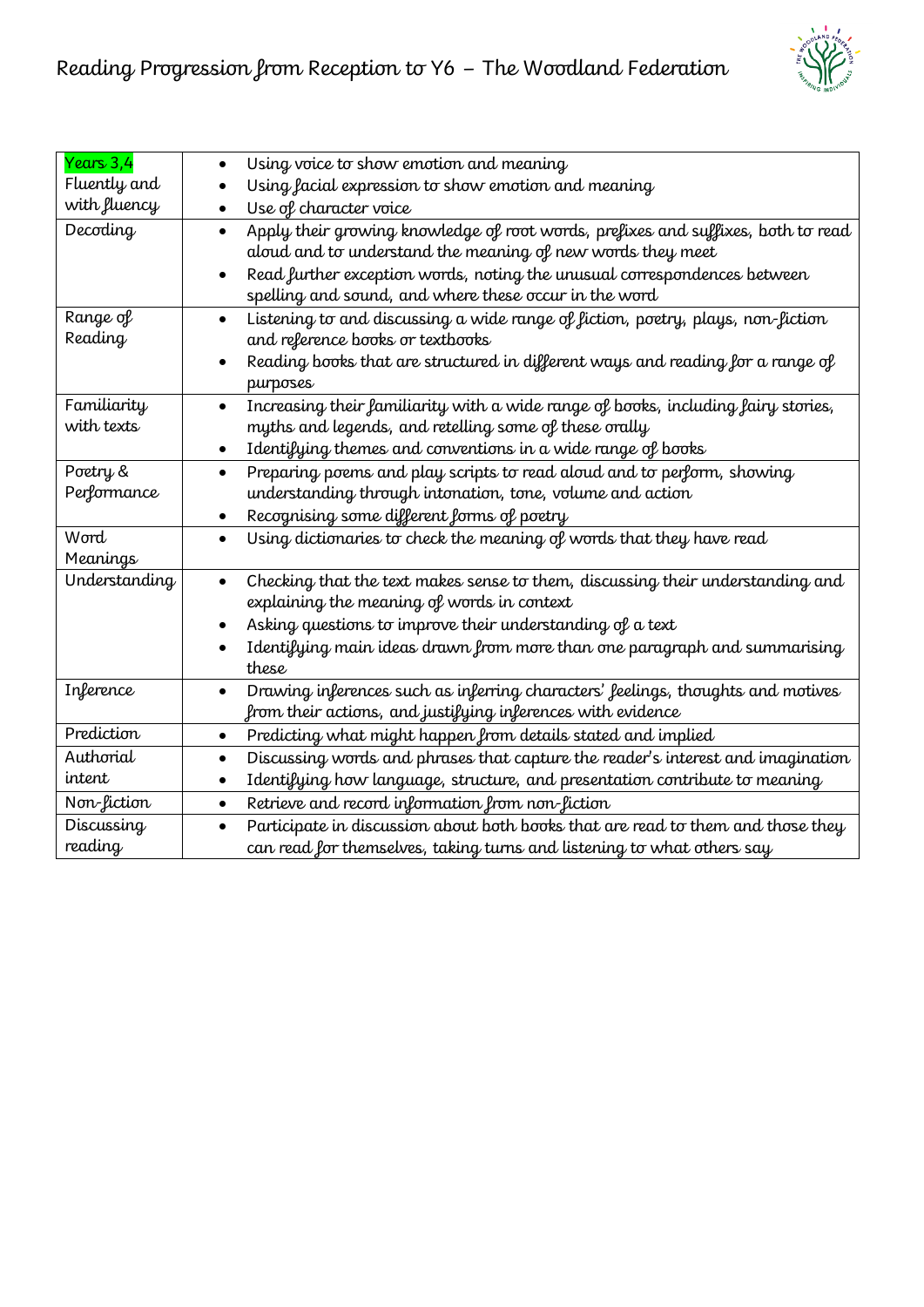# Reading Progression from Reception to Y6 – The Woodland Federation

| Years 3,4 Fluently and with fluency | • Using voice to show emotion and meaning<br>• Using facial expression to show emotion and meaning<br>• Use of character voice |
|---|---|
| Decoding | • Apply their growing knowledge of root words, prefixes and suffixes, both to read aloud and to understand the meaning of new words they meet<br>• Read further exception words, noting the unusual correspondences between spelling and sound, and where these occur in the word |
| Range of Reading | • Listening to and discussing a wide range of fiction, poetry, plays, non-fiction and reference books or textbooks<br>• Reading books that are structured in different ways and reading for a range of purposes |
| Familiarity with texts | • Increasing their familiarity with a wide range of books, including fairy stories, myths and legends, and retelling some of these orally<br>• Identifying themes and conventions in a wide range of books |
| Poetry & Performance | • Preparing poems and play scripts to read aloud and to perform, showing understanding through intonation, tone, volume and action<br>• Recognising some different forms of poetry |
| Word Meanings | • Using dictionaries to check the meaning of words that they have read |
| Understanding | • Checking that the text makes sense to them, discussing their understanding and explaining the meaning of words in context<br>• Asking questions to improve their understanding of a text<br>• Identifying main ideas drawn from more than one paragraph and summarising these |
| Inference | • Drawing inferences such as inferring characters' feelings, thoughts and motives from their actions, and justifying inferences with evidence |
| Prediction | • Predicting what might happen from details stated and implied |
| Authorial intent | • Discussing words and phrases that capture the reader's interest and imagination<br>• Identifying how language, structure, and presentation contribute to meaning |
| Non-fiction | • Retrieve and record information from non-fiction |
| Discussing reading | • Participate in discussion about both books that are read to them and those they can read for themselves, taking turns and listening to what others say |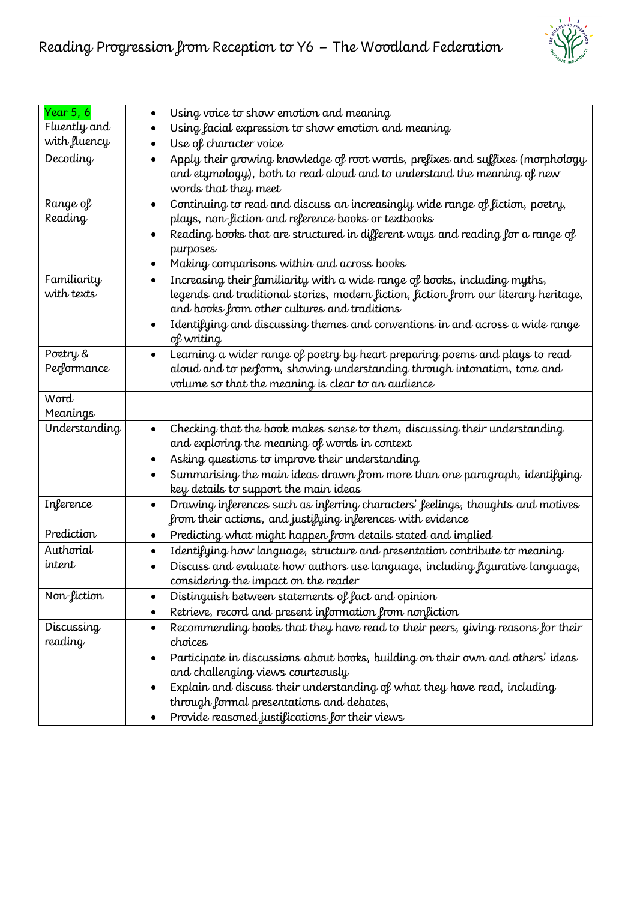# Reading Progression from Reception to Y6 – The Woodland Federation

| | |
|---|---|
| Year 5, 6<br>Fluently and with fluency | • Using voice to show emotion and meaning<br>• Using facial expression to show emotion and meaning<br>• Use of character voice |
| Decoding | • Apply their growing knowledge of root words, prefixes and suffixes (morphology and etymology), both to read aloud and to understand the meaning of new words that they meet |
| Range of Reading | • Continuing to read and discuss an increasingly wide range of fiction, poetry, plays, non-fiction and reference books or textbooks<br>• Reading books that are structured in different ways and reading for a range of purposes<br>• Making comparisons within and across books |
| Familiarity with texts | • Increasing their familiarity with a wide range of books, including myths, legends and traditional stories, modern fiction, fiction from our literary heritage, and books from other cultures and traditions<br>• Identifying and discussing themes and conventions in and across a wide range of writing |
| Poetry & Performance | • Learning a wider range of poetry by heart preparing poems and plays to read aloud and to perform, showing understanding through intonation, tone and volume so that the meaning is clear to an audience |
| Word Meanings | |
| Understanding | • Checking that the book makes sense to them, discussing their understanding and exploring the meaning of words in context<br>• Asking questions to improve their understanding<br>• Summarising the main ideas drawn from more than one paragraph, identifying key details to support the main ideas |
| Inference | • Drawing inferences such as inferring characters' feelings, thoughts and motives from their actions, and justifying inferences with evidence |
| Prediction | • Predicting what might happen from details stated and implied |
| Authorial intent | • Identifying how language, structure and presentation contribute to meaning<br>• Discuss and evaluate how authors use language, including figurative language, considering the impact on the reader |
| Non-fiction | • Distinguish between statements of fact and opinion<br>• Retrieve, record and present information from nonfiction |
| Discussing reading | • Recommending books that they have read to their peers, giving reasons for their choices<br>• Participate in discussions about books, building on their own and others' ideas and challenging views courteously<br>• Explain and discuss their understanding of what they have read, including through formal presentations and debates,<br>• Provide reasoned justifications for their views |